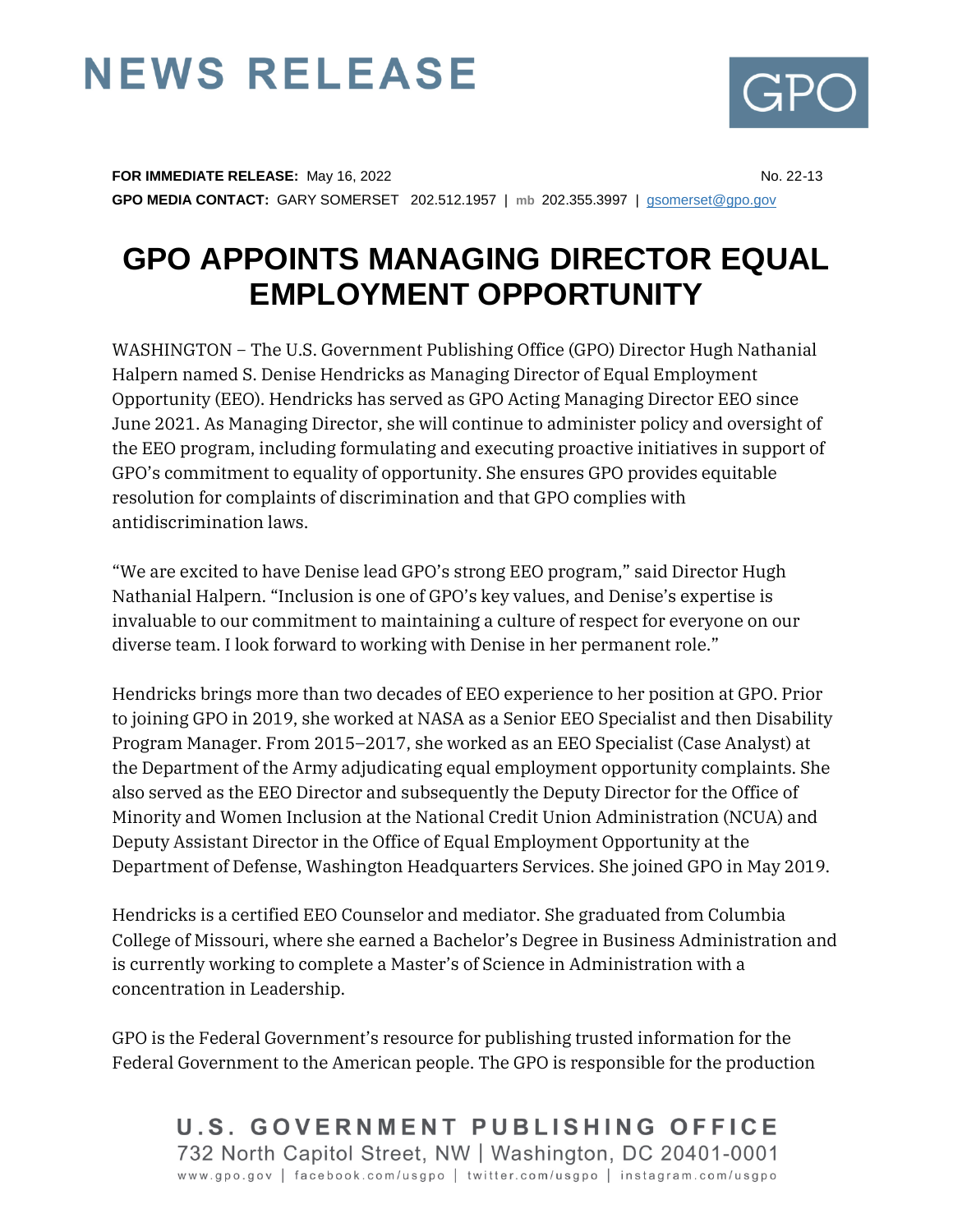# NEWS RELEASE

GPO

**FOR IMMEDIATE RELEASE:** May 16, 2022 No. 22-13

**GPO MEDIA CONTACT:** GARY SOMERSET 202.512.1957 | mb 202.355.3997 | gsomerset@gpo.gov

# GPO APPOINTS MANAGING DIRECTOR EQUAL EMPLOYMENT OPPORTUNITY

WASHINGTON – The U.S. Government Publishing Office (GPO) Director Hugh Nathanial Halpern named S. Denise Hendricks as Managing Director of Equal Employment Opportunity (EEO). Hendricks has served as GPO Acting Managing Director EEO since June 2021. As Managing Director, she will continue to administer policy and oversight of the EEO program, including formulating and executing proactive initiatives in support of GPO's commitment to equality of opportunity. She ensures GPO provides equitable resolution for complaints of discrimination and that GPO complies with antidiscrimination laws.

"We are excited to have Denise lead GPO's strong EEO program," said Director Hugh Nathanial Halpern. "Inclusion is one of GPO's key values, and Denise's expertise is invaluable to our commitment to maintaining a culture of respect for everyone on our diverse team. I look forward to working with Denise in her permanent role."

Hendricks brings more than two decades of EEO experience to her position at GPO. Prior to joining GPO in 2019, she worked at NASA as a Senior EEO Specialist and then Disability Program Manager. From 2015–2017, she worked as an EEO Specialist (Case Analyst) at the Department of the Army adjudicating equal employment opportunity complaints. She also served as the EEO Director and subsequently the Deputy Director for the Office of Minority and Women Inclusion at the National Credit Union Administration (NCUA) and Deputy Assistant Director in the Office of Equal Employment Opportunity at the Department of Defense, Washington Headquarters Services. She joined GPO in May 2019.

Hendricks is a certified EEO Counselor and mediator. She graduated from Columbia College of Missouri, where she earned a Bachelor's Degree in Business Administration and is currently working to complete a Master's of Science in Administration with a concentration in Leadership.

GPO is the Federal Government's resource for publishing trusted information for the Federal Government to the American people. The GPO is responsible for the production

U.S. GOVERNMENT PUBLISHING OFFICE
732 North Capitol Street, NW | Washington, DC 20401-0001
www.gpo.gov | facebook.com/usgpo | twitter.com/usgpo | instagram.com/usgpo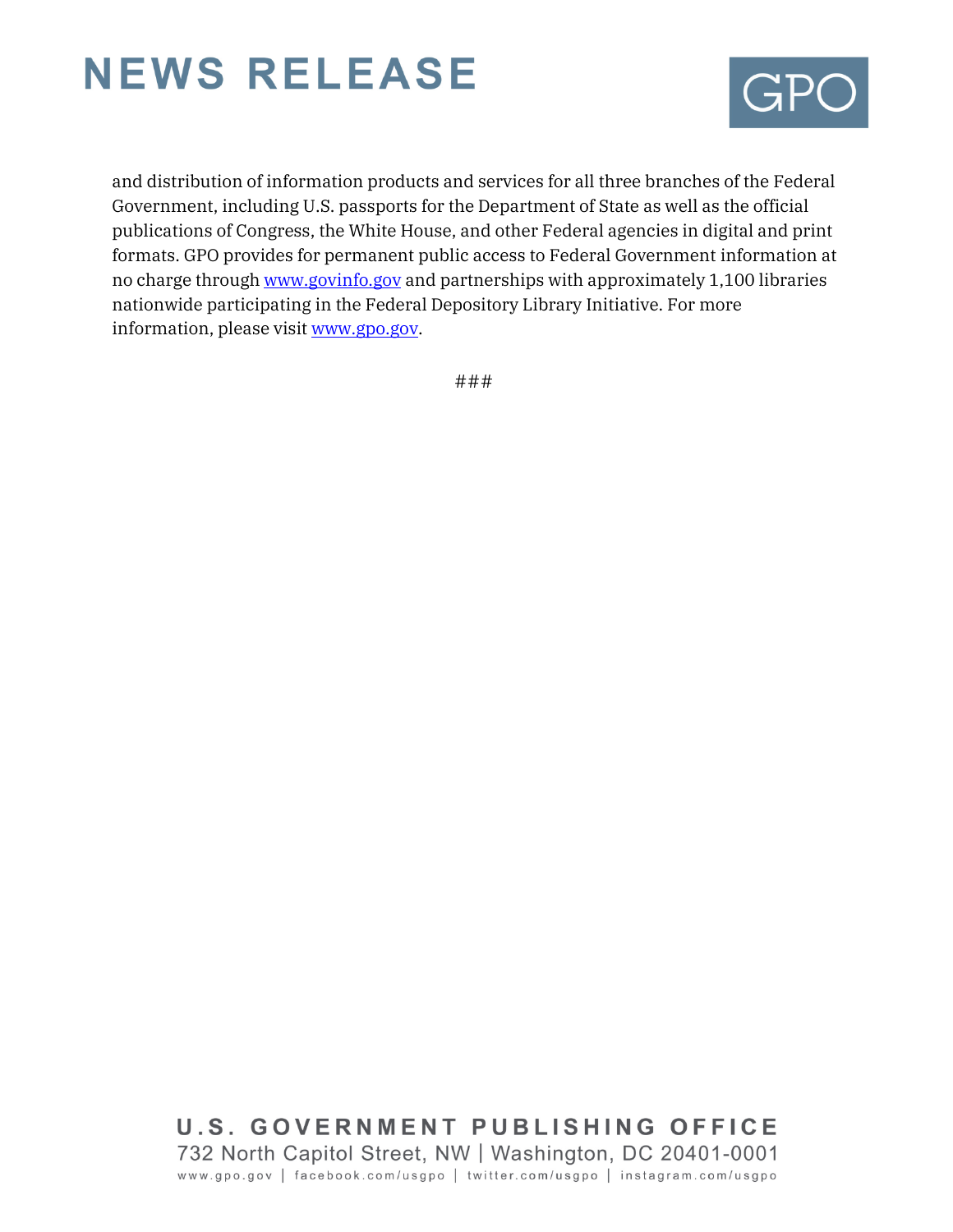and distribution of information products and services for all three branches of the Federal Government, including U.S. passports for the Department of State as well as the official publications of Congress, the White House, and other Federal agencies in digital and print formats. GPO provides for permanent public access to Federal Government information at no charge through [www.govinfo.gov](http://www.govinfo.gov) and partnerships with approximately 1,100 libraries nationwide participating in the Federal Depository Library Initiative. For more information, please visit [www.gpo.gov](http://www.gpo.gov).

###